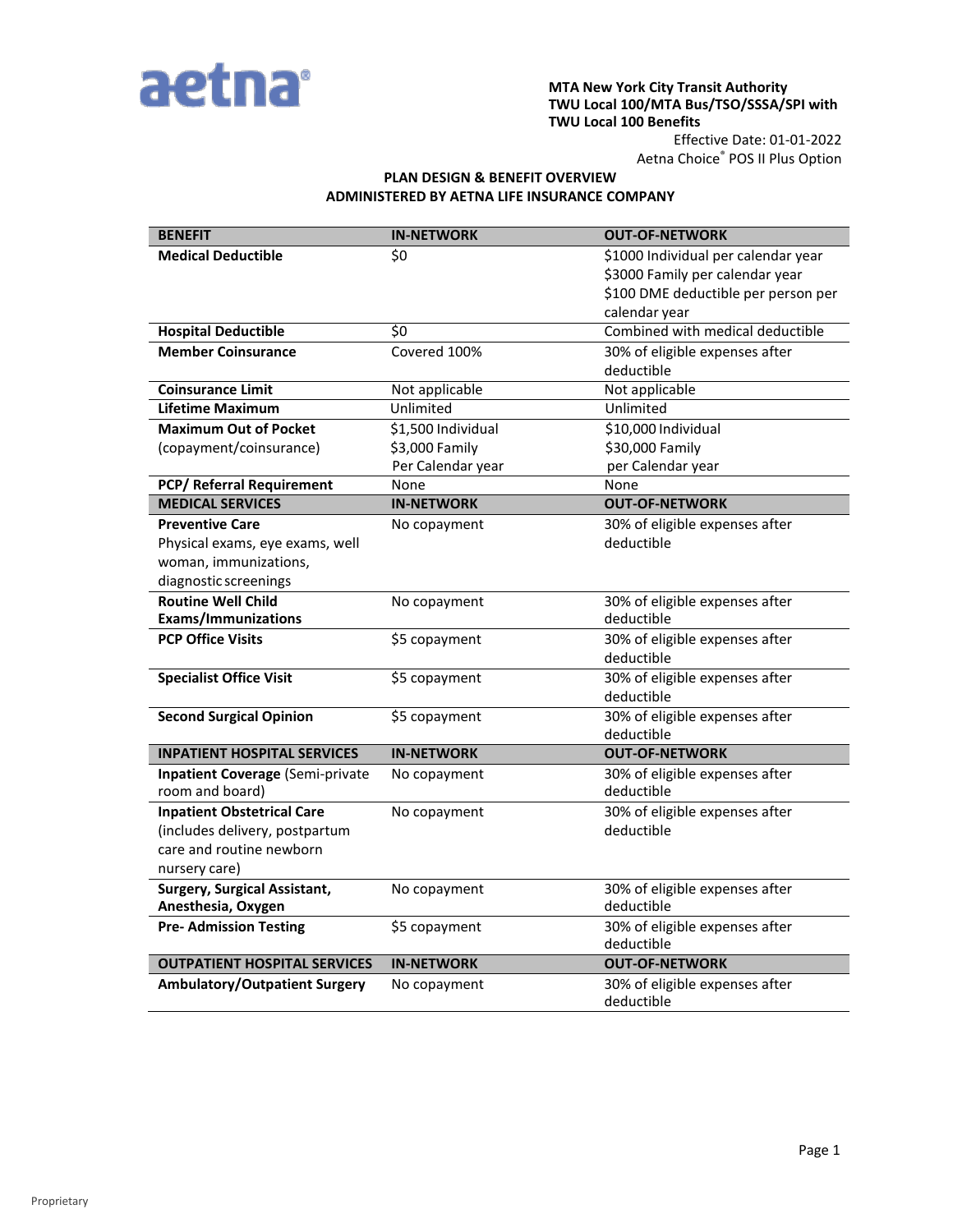**MTA New York City Transit Authority**
**TWU Local 100/MTA Bus/TSO/SSSA/SPI with TWU Local 100 Benefits**

Effective Date: 01-01-2022

Aetna Choice® POS II Plus Option

## PLAN DESIGN & BENEFIT OVERVIEW
## ADMINISTERED BY AETNA LIFE INSURANCE COMPANY

| BENEFIT | IN-NETWORK | OUT-OF-NETWORK |
|---|---|---|
| **Medical Deductible** | $0 | $1000 Individual per calendar year<br>$3000 Family per calendar year<br>$100 DME deductible per person per calendar year |
| **Hospital Deductible** | $0 | Combined with medical deductible |
| **Member Coinsurance** | Covered 100% | 30% of eligible expenses after deductible |
| **Coinsurance Limit** | Not applicable | Not applicable |
| **Lifetime Maximum** | Unlimited | Unlimited |
| **Maximum Out of Pocket** (copayment/coinsurance) | $1,500 Individual<br>$3,000 Family<br>Per Calendar year | $10,000 Individual<br>$30,000 Family<br>per Calendar year |
| **PCP/ Referral Requirement** | None | None |
| **MEDICAL SERVICES** | **IN-NETWORK** | **OUT-OF-NETWORK** |
| **Preventive Care**<br>Physical exams, eye exams, well woman, immunizations, diagnostic screenings | No copayment | 30% of eligible expenses after deductible |
| **Routine Well Child Exams/Immunizations** | No copayment | 30% of eligible expenses after deductible |
| **PCP Office Visits** | $5 copayment | 30% of eligible expenses after deductible |
| **Specialist Office Visit** | $5 copayment | 30% of eligible expenses after deductible |
| **Second Surgical Opinion** | $5 copayment | 30% of eligible expenses after deductible |
| **INPATIENT HOSPITAL SERVICES** | **IN-NETWORK** | **OUT-OF-NETWORK** |
| **Inpatient Coverage** (Semi-private room and board) | No copayment | 30% of eligible expenses after deductible |
| **Inpatient Obstetrical Care** (includes delivery, postpartum care and routine newborn nursery care) | No copayment | 30% of eligible expenses after deductible |
| **Surgery, Surgical Assistant, Anesthesia, Oxygen** | No copayment | 30% of eligible expenses after deductible |
| **Pre- Admission Testing** | $5 copayment | 30% of eligible expenses after deductible |
| **OUTPATIENT HOSPITAL SERVICES** | **IN-NETWORK** | **OUT-OF-NETWORK** |
| **Ambulatory/Outpatient Surgery** | No copayment | 30% of eligible expenses after deductible |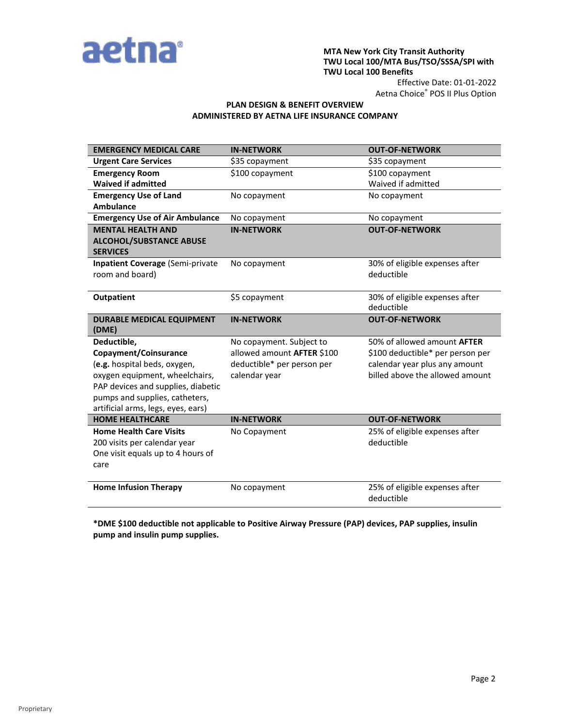**MTA New York City Transit Authority**
**TWU Local 100/MTA Bus/TSO/SSSA/SPI with**
**TWU Local 100 Benefits**
Effective Date: 01-01-2022
Aetna Choice® POS II Plus Option

**PLAN DESIGN & BENEFIT OVERVIEW**
**ADMINISTERED BY AETNA LIFE INSURANCE COMPANY**

| EMERGENCY MEDICAL CARE | IN-NETWORK | OUT-OF-NETWORK |
|---|---|---|
| **Urgent Care Services** | $35 copayment | $35 copayment |
| **Emergency Room**<br>**Waived if admitted** | $100 copayment | $100 copayment<br>Waived if admitted |
| **Emergency Use of Land Ambulance** | No copayment | No copayment |
| **Emergency Use of Air Ambulance** | No copayment | No copayment |
| **MENTAL HEALTH AND ALCOHOL/SUBSTANCE ABUSE SERVICES** | **IN-NETWORK** | **OUT-OF-NETWORK** |
| **Inpatient Coverage** (Semi-private room and board) | No copayment | 30% of eligible expenses after deductible |
| **Outpatient** | $5 copayment | 30% of eligible expenses after deductible |
| **DURABLE MEDICAL EQUIPMENT (DME)** | **IN-NETWORK** | **OUT-OF-NETWORK** |
| **Deductible, Copayment/Coinsurance** (**e.g.** hospital beds, oxygen, oxygen equipment, wheelchairs, PAP devices and supplies, diabetic pumps and supplies, catheters, artificial arms, legs, eyes, ears) | No copayment. Subject to allowed amount **AFTER** $100 deductible* per person per calendar year | 50% of allowed amount **AFTER** $100 deductible* per person per calendar year plus any amount billed above the allowed amount |
| **HOME HEALTHCARE** | **IN-NETWORK** | **OUT-OF-NETWORK** |
| **Home Health Care Visits**<br>200 visits per calendar year<br>One visit equals up to 4 hours of care | No Copayment | 25% of eligible expenses after deductible |
| **Home Infusion Therapy** | No copayment | 25% of eligible expenses after deductible |

***DME $100 deductible not applicable to Positive Airway Pressure (PAP) devices, PAP supplies, insulin pump and insulin pump supplies.**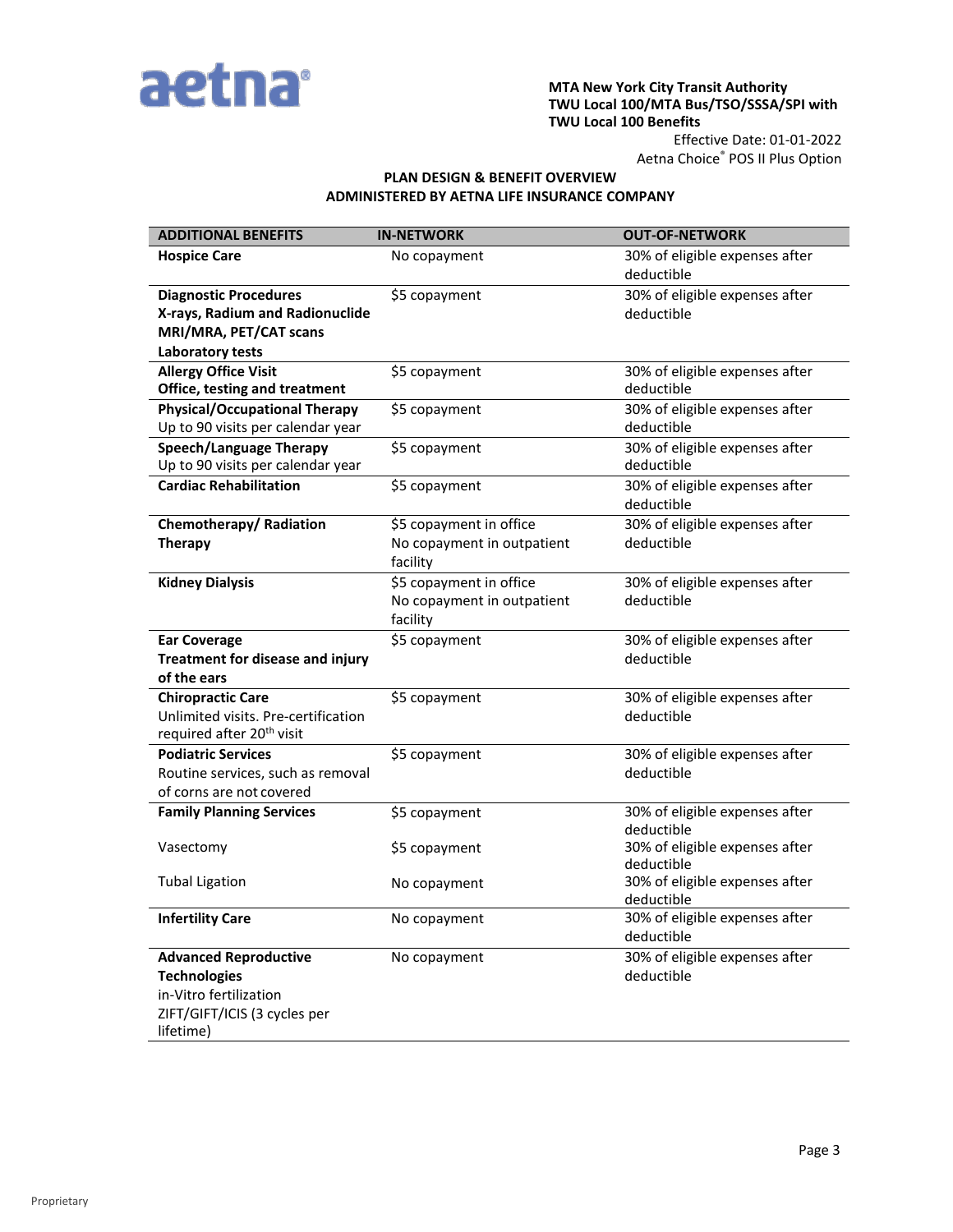aetna®

**MTA New York City Transit Authority**
**TWU Local 100/MTA Bus/TSO/SSSA/SPI with**
**TWU Local 100 Benefits**

Effective Date: 01-01-2022
Aetna Choice® POS II Plus Option

## PLAN DESIGN & BENEFIT OVERVIEW
## ADMINISTERED BY AETNA LIFE INSURANCE COMPANY

| ADDITIONAL BENEFITS | IN-NETWORK | OUT-OF-NETWORK |
|---|---|---|
| **Hospice Care** | No copayment | 30% of eligible expenses after deductible |
| **Diagnostic Procedures**<br>**X-rays, Radium and Radionuclide**<br>**MRI/MRA, PET/CAT scans**<br>**Laboratory tests** | $5 copayment | 30% of eligible expenses after deductible |
| **Allergy Office Visit**<br>**Office, testing and treatment** | $5 copayment | 30% of eligible expenses after deductible |
| **Physical/Occupational Therapy**<br>Up to 90 visits per calendar year | $5 copayment | 30% of eligible expenses after deductible |
| **Speech/Language Therapy**<br>Up to 90 visits per calendar year | $5 copayment | 30% of eligible expenses after deductible |
| **Cardiac Rehabilitation** | $5 copayment | 30% of eligible expenses after deductible |
| **Chemotherapy/ Radiation Therapy** | $5 copayment in office<br>No copayment in outpatient facility | 30% of eligible expenses after deductible |
| **Kidney Dialysis** | $5 copayment in office<br>No copayment in outpatient facility | 30% of eligible expenses after deductible |
| **Ear Coverage**<br>**Treatment for disease and injury of the ears** | $5 copayment | 30% of eligible expenses after deductible |
| **Chiropractic Care**<br>Unlimited visits. Pre-certification required after 20th visit | $5 copayment | 30% of eligible expenses after deductible |
| **Podiatric Services**<br>Routine services, such as removal of corns are not covered | $5 copayment | 30% of eligible expenses after deductible |
| **Family Planning Services** | $5 copayment | 30% of eligible expenses after deductible |
| Vasectomy | $5 copayment | 30% of eligible expenses after deductible |
| Tubal Ligation | No copayment | 30% of eligible expenses after deductible |
| **Infertility Care** | No copayment | 30% of eligible expenses after deductible |
| **Advanced Reproductive Technologies**<br>in-Vitro fertilization<br>ZIFT/GIFT/ICIS (3 cycles per lifetime) | No copayment | 30% of eligible expenses after deductible |

Proprietary